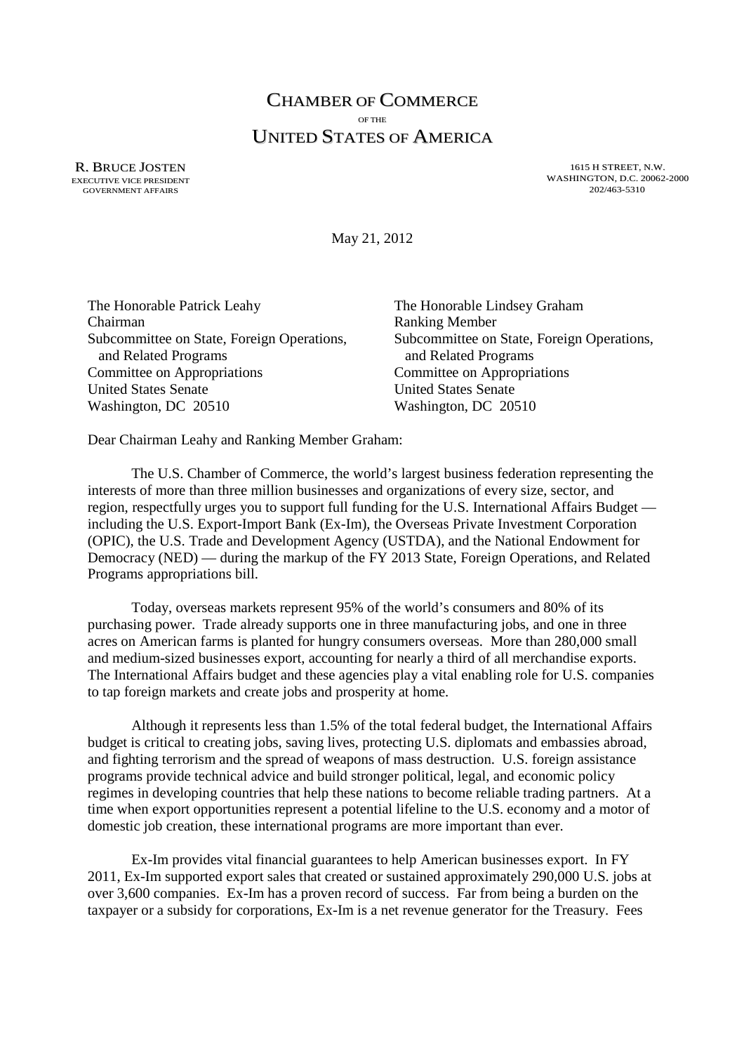# CHAMBER OF COMMERCE
OF THE
# UNITED STATES OF AMERICA

R. BRUCE JOSTEN
EXECUTIVE VICE PRESIDENT
GOVERNMENT AFFAIRS

1615 H STREET, N.W.
WASHINGTON, D.C. 20062-2000
202/463-5310

May 21, 2012

The Honorable Patrick Leahy
Chairman
Subcommittee on State, Foreign Operations, and Related Programs
Committee on Appropriations
United States Senate
Washington, DC 20510

The Honorable Lindsey Graham
Ranking Member
Subcommittee on State, Foreign Operations, and Related Programs
Committee on Appropriations
United States Senate
Washington, DC 20510

Dear Chairman Leahy and Ranking Member Graham:

The U.S. Chamber of Commerce, the world's largest business federation representing the interests of more than three million businesses and organizations of every size, sector, and region, respectfully urges you to support full funding for the U.S. International Affairs Budget — including the U.S. Export-Import Bank (Ex-Im), the Overseas Private Investment Corporation (OPIC), the U.S. Trade and Development Agency (USTDA), and the National Endowment for Democracy (NED) — during the markup of the FY 2013 State, Foreign Operations, and Related Programs appropriations bill.

Today, overseas markets represent 95% of the world's consumers and 80% of its purchasing power. Trade already supports one in three manufacturing jobs, and one in three acres on American farms is planted for hungry consumers overseas. More than 280,000 small and medium-sized businesses export, accounting for nearly a third of all merchandise exports. The International Affairs budget and these agencies play a vital enabling role for U.S. companies to tap foreign markets and create jobs and prosperity at home.

Although it represents less than 1.5% of the total federal budget, the International Affairs budget is critical to creating jobs, saving lives, protecting U.S. diplomats and embassies abroad, and fighting terrorism and the spread of weapons of mass destruction. U.S. foreign assistance programs provide technical advice and build stronger political, legal, and economic policy regimes in developing countries that help these nations to become reliable trading partners. At a time when export opportunities represent a potential lifeline to the U.S. economy and a motor of domestic job creation, these international programs are more important than ever.

Ex-Im provides vital financial guarantees to help American businesses export. In FY 2011, Ex-Im supported export sales that created or sustained approximately 290,000 U.S. jobs at over 3,600 companies. Ex-Im has a proven record of success. Far from being a burden on the taxpayer or a subsidy for corporations, Ex-Im is a net revenue generator for the Treasury. Fees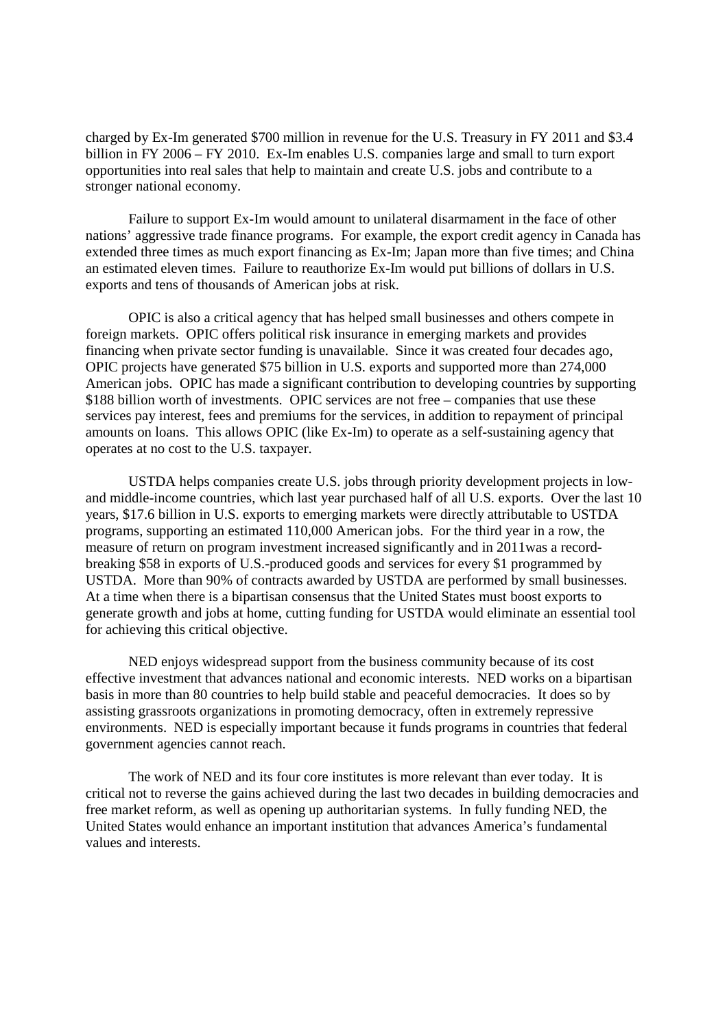charged by Ex-Im generated $700 million in revenue for the U.S. Treasury in FY 2011 and $3.4 billion in FY 2006 – FY 2010. Ex-Im enables U.S. companies large and small to turn export opportunities into real sales that help to maintain and create U.S. jobs and contribute to a stronger national economy.

Failure to support Ex-Im would amount to unilateral disarmament in the face of other nations' aggressive trade finance programs. For example, the export credit agency in Canada has extended three times as much export financing as Ex-Im; Japan more than five times; and China an estimated eleven times. Failure to reauthorize Ex-Im would put billions of dollars in U.S. exports and tens of thousands of American jobs at risk.

OPIC is also a critical agency that has helped small businesses and others compete in foreign markets. OPIC offers political risk insurance in emerging markets and provides financing when private sector funding is unavailable. Since it was created four decades ago, OPIC projects have generated $75 billion in U.S. exports and supported more than 274,000 American jobs. OPIC has made a significant contribution to developing countries by supporting $188 billion worth of investments. OPIC services are not free – companies that use these services pay interest, fees and premiums for the services, in addition to repayment of principal amounts on loans. This allows OPIC (like Ex-Im) to operate as a self-sustaining agency that operates at no cost to the U.S. taxpayer.

USTDA helps companies create U.S. jobs through priority development projects in low- and middle-income countries, which last year purchased half of all U.S. exports. Over the last 10 years, $17.6 billion in U.S. exports to emerging markets were directly attributable to USTDA programs, supporting an estimated 110,000 American jobs. For the third year in a row, the measure of return on program investment increased significantly and in 2011was a record-breaking $58 in exports of U.S.-produced goods and services for every $1 programmed by USTDA. More than 90% of contracts awarded by USTDA are performed by small businesses. At a time when there is a bipartisan consensus that the United States must boost exports to generate growth and jobs at home, cutting funding for USTDA would eliminate an essential tool for achieving this critical objective.

NED enjoys widespread support from the business community because of its cost effective investment that advances national and economic interests. NED works on a bipartisan basis in more than 80 countries to help build stable and peaceful democracies. It does so by assisting grassroots organizations in promoting democracy, often in extremely repressive environments. NED is especially important because it funds programs in countries that federal government agencies cannot reach.

The work of NED and its four core institutes is more relevant than ever today. It is critical not to reverse the gains achieved during the last two decades in building democracies and free market reform, as well as opening up authoritarian systems. In fully funding NED, the United States would enhance an important institution that advances America's fundamental values and interests.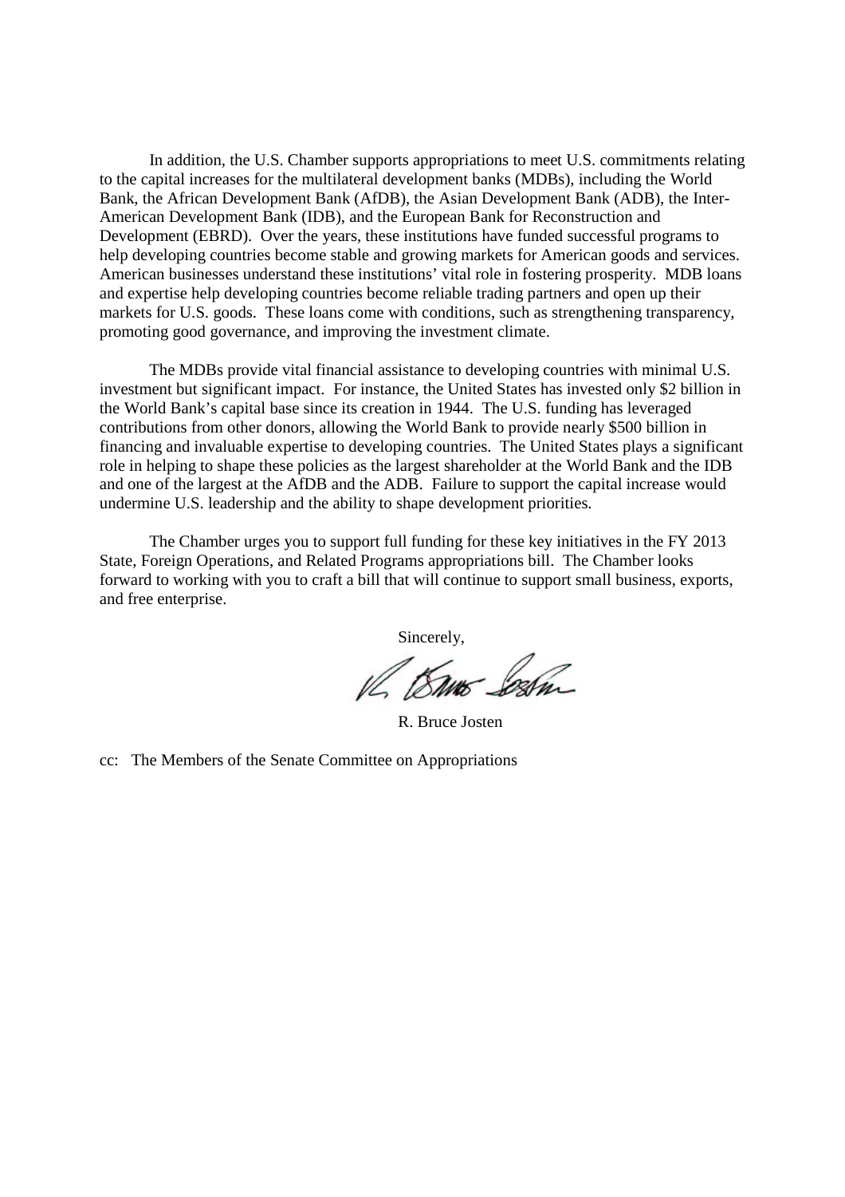In addition, the U.S. Chamber supports appropriations to meet U.S. commitments relating to the capital increases for the multilateral development banks (MDBs), including the World Bank, the African Development Bank (AfDB), the Asian Development Bank (ADB), the Inter-American Development Bank (IDB), and the European Bank for Reconstruction and Development (EBRD). Over the years, these institutions have funded successful programs to help developing countries become stable and growing markets for American goods and services. American businesses understand these institutions' vital role in fostering prosperity. MDB loans and expertise help developing countries become reliable trading partners and open up their markets for U.S. goods. These loans come with conditions, such as strengthening transparency, promoting good governance, and improving the investment climate.

The MDBs provide vital financial assistance to developing countries with minimal U.S. investment but significant impact. For instance, the United States has invested only $2 billion in the World Bank's capital base since its creation in 1944. The U.S. funding has leveraged contributions from other donors, allowing the World Bank to provide nearly $500 billion in financing and invaluable expertise to developing countries. The United States plays a significant role in helping to shape these policies as the largest shareholder at the World Bank and the IDB and one of the largest at the AfDB and the ADB. Failure to support the capital increase would undermine U.S. leadership and the ability to shape development priorities.

The Chamber urges you to support full funding for these key initiatives in the FY 2013 State, Foreign Operations, and Related Programs appropriations bill. The Chamber looks forward to working with you to craft a bill that will continue to support small business, exports, and free enterprise.

Sincerely,

R. Bruce Josten

cc: The Members of the Senate Committee on Appropriations